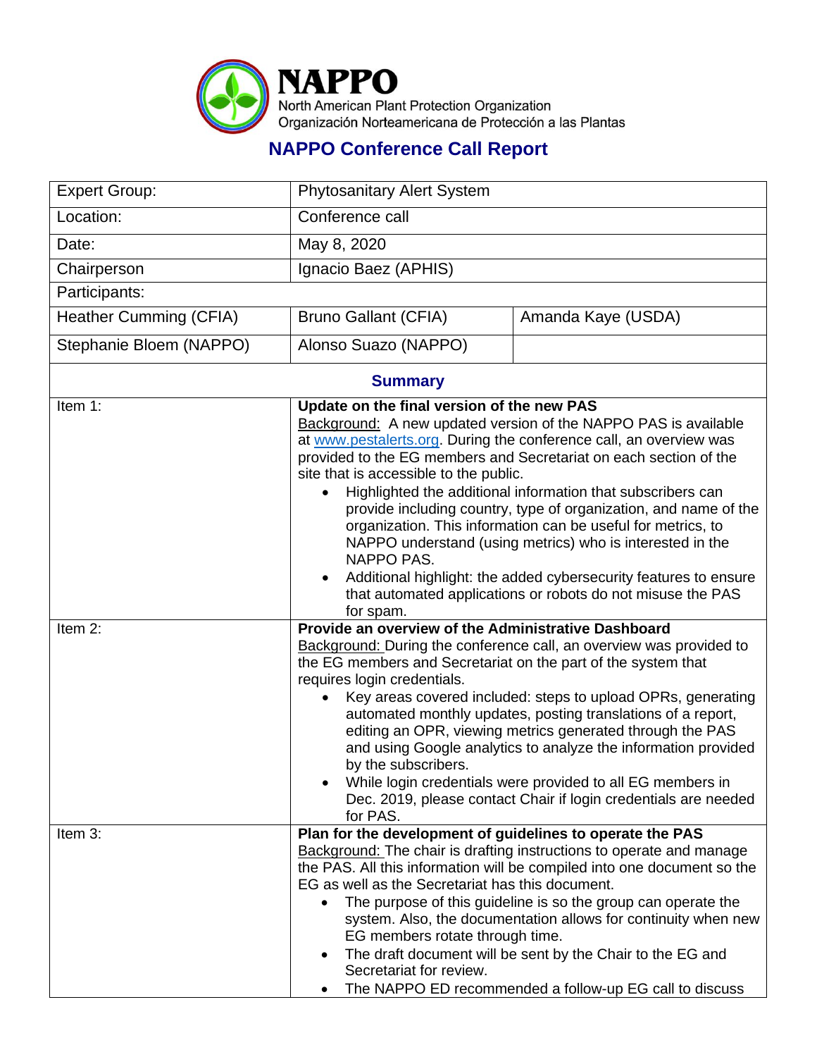**NAPPO**

North American Plant Protection Organization
Organización Norteamericana de Protección a las Plantas

# NAPPO Conference Call Report

| Expert Group: | Phytosanitary Alert System | |
|---|---|---|
| Location: | Conference call | |
| Date: | May 8, 2020 | |
| Chairperson | Ignacio Baez (APHIS) | |
| Participants: | | |
| Heather Cumming (CFIA) | Bruno Gallant (CFIA) | Amanda Kaye (USDA) |
| Stephanie Bloem (NAPPO) | Alonso Suazo (NAPPO) | |

## Summary

| | |
|---|---|
| Item 1: | **Update on the final version of the new PAS**<br>Background: A new updated version of the NAPPO PAS is available at www.pestalerts.org. During the conference call, an overview was provided to the EG members and Secretariat on each section of the site that is accessible to the public.<br>• Highlighted the additional information that subscribers can provide including country, type of organization, and name of the organization. This information can be useful for metrics, to NAPPO understand (using metrics) who is interested in the NAPPO PAS.<br>• Additional highlight: the added cybersecurity features to ensure that automated applications or robots do not misuse the PAS for spam. |
| Item 2: | **Provide an overview of the Administrative Dashboard**<br>Background: During the conference call, an overview was provided to the EG members and Secretariat on the part of the system that requires login credentials.<br>• Key areas covered included: steps to upload OPRs, generating automated monthly updates, posting translations of a report, editing an OPR, viewing metrics generated through the PAS and using Google analytics to analyze the information provided by the subscribers.<br>• While login credentials were provided to all EG members in Dec. 2019, please contact Chair if login credentials are needed for PAS. |
| Item 3: | **Plan for the development of guidelines to operate the PAS**<br>Background: The chair is drafting instructions to operate and manage the PAS. All this information will be compiled into one document so the EG as well as the Secretariat has this document.<br>• The purpose of this guideline is so the group can operate the system. Also, the documentation allows for continuity when new EG members rotate through time.<br>• The draft document will be sent by the Chair to the EG and Secretariat for review.<br>• The NAPPO ED recommended a follow-up EG call to discuss |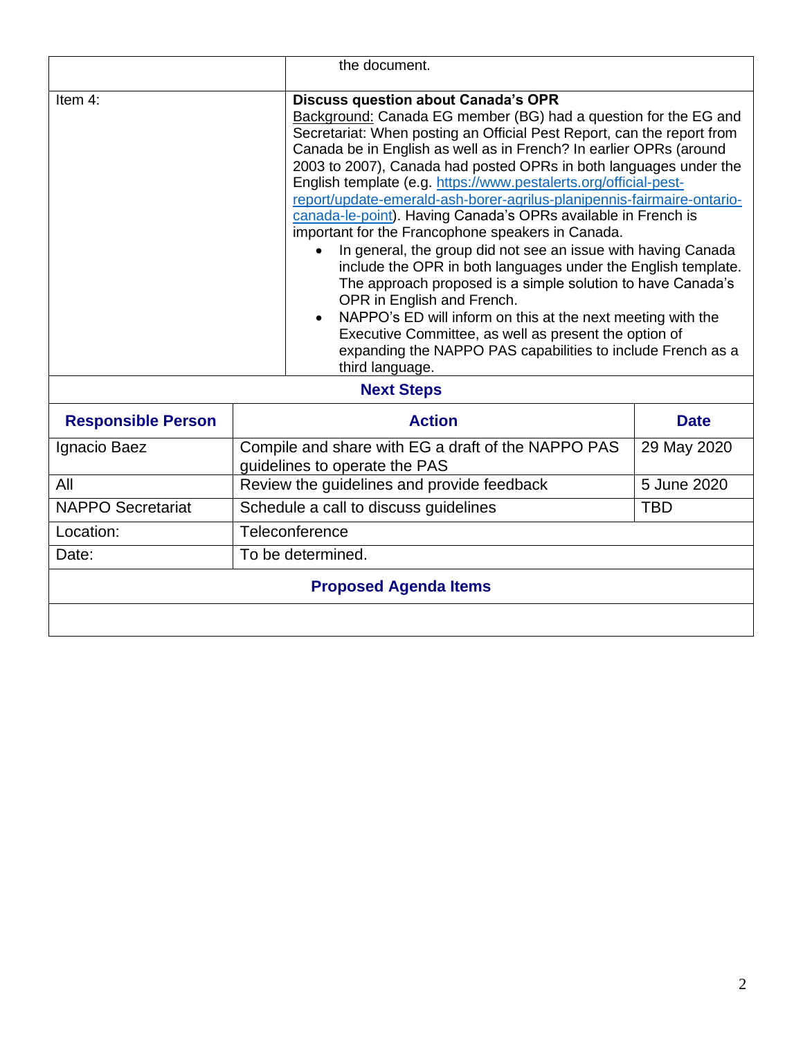| | |
|---|---|
| | the document. |
| Item 4: | **Discuss question about Canada's OPR**<br>Background: Canada EG member (BG) had a question for the EG and Secretariat: When posting an Official Pest Report, can the report from Canada be in English as well as in French? In earlier OPRs (around 2003 to 2007), Canada had posted OPRs in both languages under the English template (e.g. https://www.pestalerts.org/official-pest-report/update-emerald-ash-borer-agrilus-planipennis-fairmaire-ontario-canada-le-point). Having Canada's OPRs available in French is important for the Francophone speakers in Canada.<br>• In general, the group did not see an issue with having Canada include the OPR in both languages under the English template. The approach proposed is a simple solution to have Canada's OPR in English and French.<br>• NAPPO's ED will inform on this at the next meeting with the Executive Committee, as well as present the option of expanding the NAPPO PAS capabilities to include French as a third language. |

**Next Steps**

| Responsible Person | Action | Date |
|---|---|---|
| Ignacio Baez | Compile and share with EG a draft of the NAPPO PAS guidelines to operate the PAS | 29 May 2020 |
| All | Review the guidelines and provide feedback | 5 June 2020 |
| NAPPO Secretariat | Schedule a call to discuss guidelines | TBD |
| Location: | Teleconference | |
| Date: | To be determined. | |

**Proposed Agenda Items**